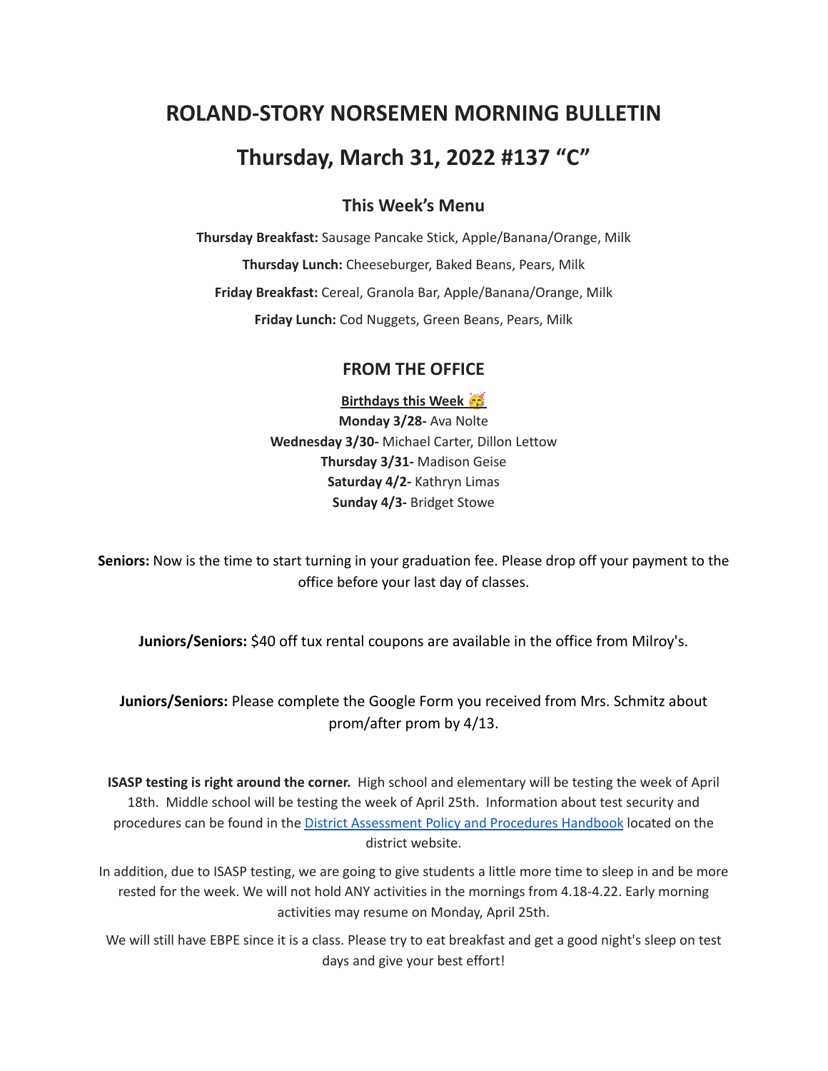# ROLAND-STORY NORSEMEN MORNING BULLETIN

# Thursday, March 31, 2022 #137 "C"

## This Week's Menu

**Thursday Breakfast:** Sausage Pancake Stick, Apple/Banana/Orange, Milk

**Thursday Lunch:** Cheeseburger, Baked Beans, Pears, Milk

**Friday Breakfast:** Cereal, Granola Bar, Apple/Banana/Orange, Milk

**Friday Lunch:** Cod Nuggets, Green Beans, Pears, Milk

## FROM THE OFFICE

**Birthdays this Week 🥳**

**Monday 3/28-** Ava Nolte

**Wednesday 3/30-** Michael Carter, Dillon Lettow

**Thursday 3/31-** Madison Geise

**Saturday 4/2-** Kathryn Limas

**Sunday 4/3-** Bridget Stowe

**Seniors:** Now is the time to start turning in your graduation fee. Please drop off your payment to the office before your last day of classes.

**Juniors/Seniors:** $40 off tux rental coupons are available in the office from Milroy's.

**Juniors/Seniors:** Please complete the Google Form you received from Mrs. Schmitz about prom/after prom by 4/13.

**ISASP testing is right around the corner.** High school and elementary will be testing the week of April 18th. Middle school will be testing the week of April 25th. Information about test security and procedures can be found in the District Assessment Policy and Procedures Handbook located on the district website.

In addition, due to ISASP testing, we are going to give students a little more time to sleep in and be more rested for the week. We will not hold ANY activities in the mornings from 4.18-4.22. Early morning activities may resume on Monday, April 25th.

We will still have EBPE since it is a class. Please try to eat breakfast and get a good night's sleep on test days and give your best effort!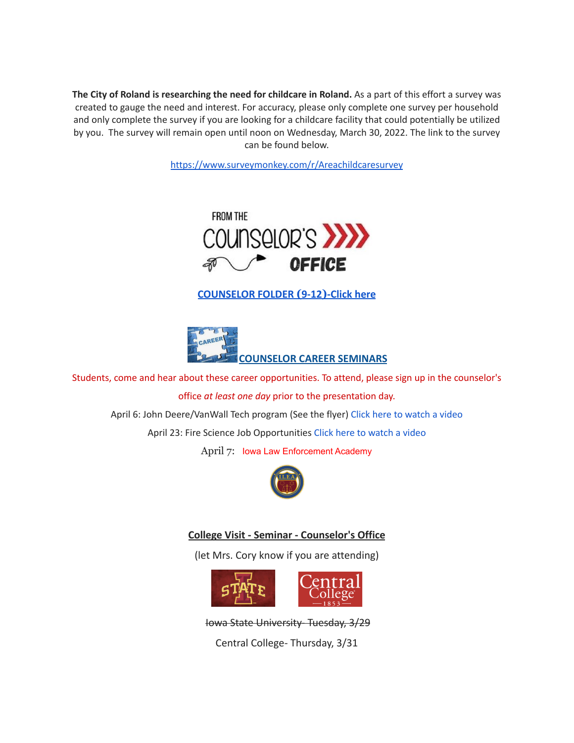**The City of Roland is researching the need for childcare in Roland.** As a part of this effort a survey was created to gauge the need and interest. For accuracy, please only complete one survey per household and only complete the survey if you are looking for a childcare facility that could potentially be utilized by you. The survey will remain open until noon on Wednesday, March 30, 2022. The link to the survey can be found below.

https://www.surveymonkey.com/r/Areachildcaresurvey

FROM THE COUNSELOR'S OFFICE

**COUNSELOR FOLDER (9-12)-Click here**

**COUNSELOR CAREER SEMINARS**

Students, come and hear about these career opportunities. To attend, please sign up in the counselor's office *at least one day* prior to the presentation day.

April 6: John Deere/VanWall Tech program (See the flyer) Click here to watch a video

April 23: Fire Science Job Opportunities Click here to watch a video

April 7: Iowa Law Enforcement Academy

**College Visit - Seminar - Counselor's Office**

(let Mrs. Cory know if you are attending)

~~Iowa State University- Tuesday, 3/29~~

Central College- Thursday, 3/31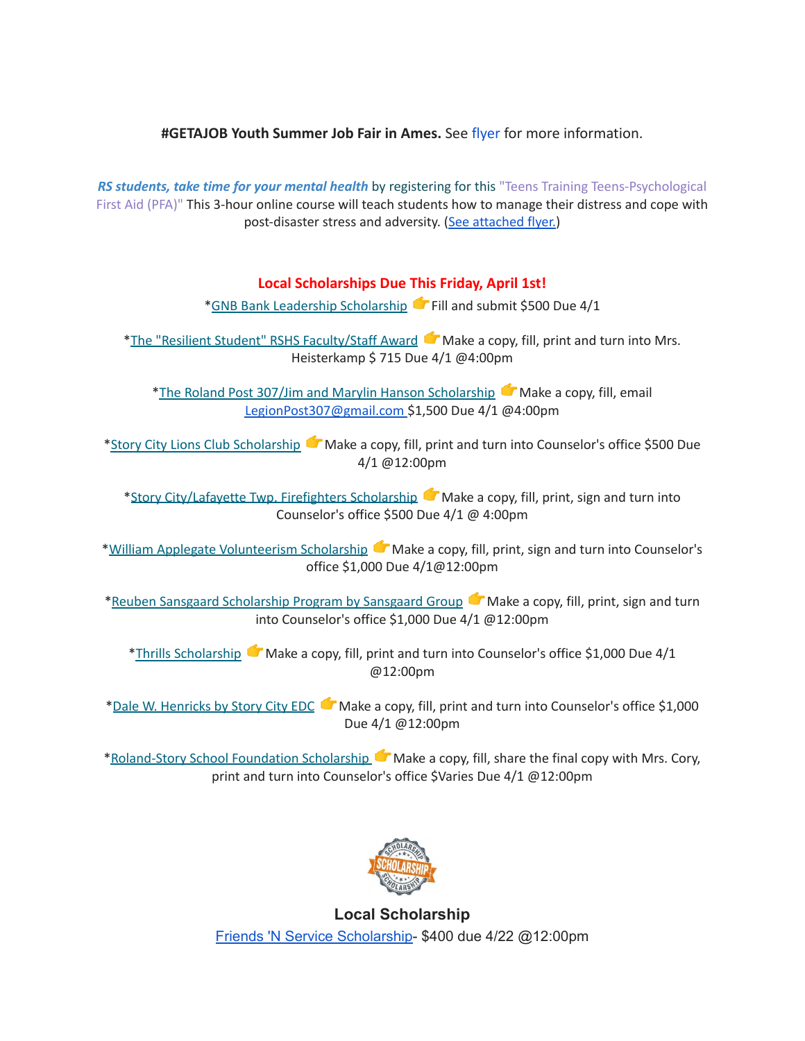**#GETAJOB Youth Summer Job Fair in Ames.** See flyer for more information.

***RS students, take time for your mental health*** by registering for this "Teens Training Teens-Psychological First Aid (PFA)" This 3-hour online course will teach students how to manage their distress and cope with post-disaster stress and adversity. (See attached flyer.)

## Local Scholarships Due This Friday, April 1st!

*GNB Bank Leadership Scholarship 👉 Fill and submit $500 Due 4/1

*The "Resilient Student" RSHS Faculty/Staff Award 👉 Make a copy, fill, print and turn into Mrs. Heisterkamp $ 715 Due 4/1 @4:00pm

*The Roland Post 307/Jim and Marylin Hanson Scholarship 👉 Make a copy, fill, email LegionPost307@gmail.com $1,500 Due 4/1 @4:00pm

*Story City Lions Club Scholarship 👉 Make a copy, fill, print and turn into Counselor's office $500 Due 4/1 @12:00pm

*Story City/Lafayette Twp. Firefighters Scholarship 👉 Make a copy, fill, print, sign and turn into Counselor's office $500 Due 4/1 @ 4:00pm

*William Applegate Volunteerism Scholarship 👉 Make a copy, fill, print, sign and turn into Counselor's office $1,000 Due 4/1@12:00pm

*Reuben Sansgaard Scholarship Program by Sansgaard Group 👉 Make a copy, fill, print, sign and turn into Counselor's office $1,000 Due 4/1 @12:00pm

*Thrills Scholarship 👉 Make a copy, fill, print and turn into Counselor's office $1,000 Due 4/1 @12:00pm

*Dale W. Henricks by Story City EDC 👉 Make a copy, fill, print and turn into Counselor's office $1,000 Due 4/1 @12:00pm

*Roland-Story School Foundation Scholarship 👉 Make a copy, fill, share the final copy with Mrs. Cory, print and turn into Counselor's office $Varies Due 4/1 @12:00pm

## Local Scholarship

Friends 'N Service Scholarship- $400 due 4/22 @12:00pm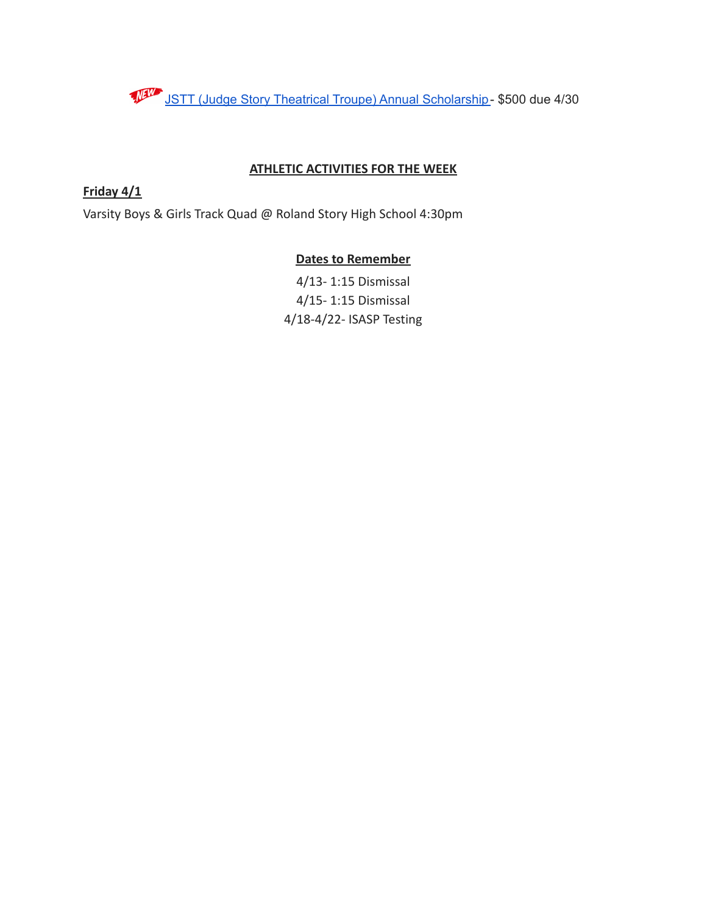NEW JSTT (Judge Story Theatrical Troupe) Annual Scholarship- $500 due 4/30

## ATHLETIC ACTIVITIES FOR THE WEEK

**Friday 4/1**

Varsity Boys & Girls Track Quad @ Roland Story High School 4:30pm

## Dates to Remember

4/13- 1:15 Dismissal
4/15- 1:15 Dismissal
4/18-4/22- ISASP Testing